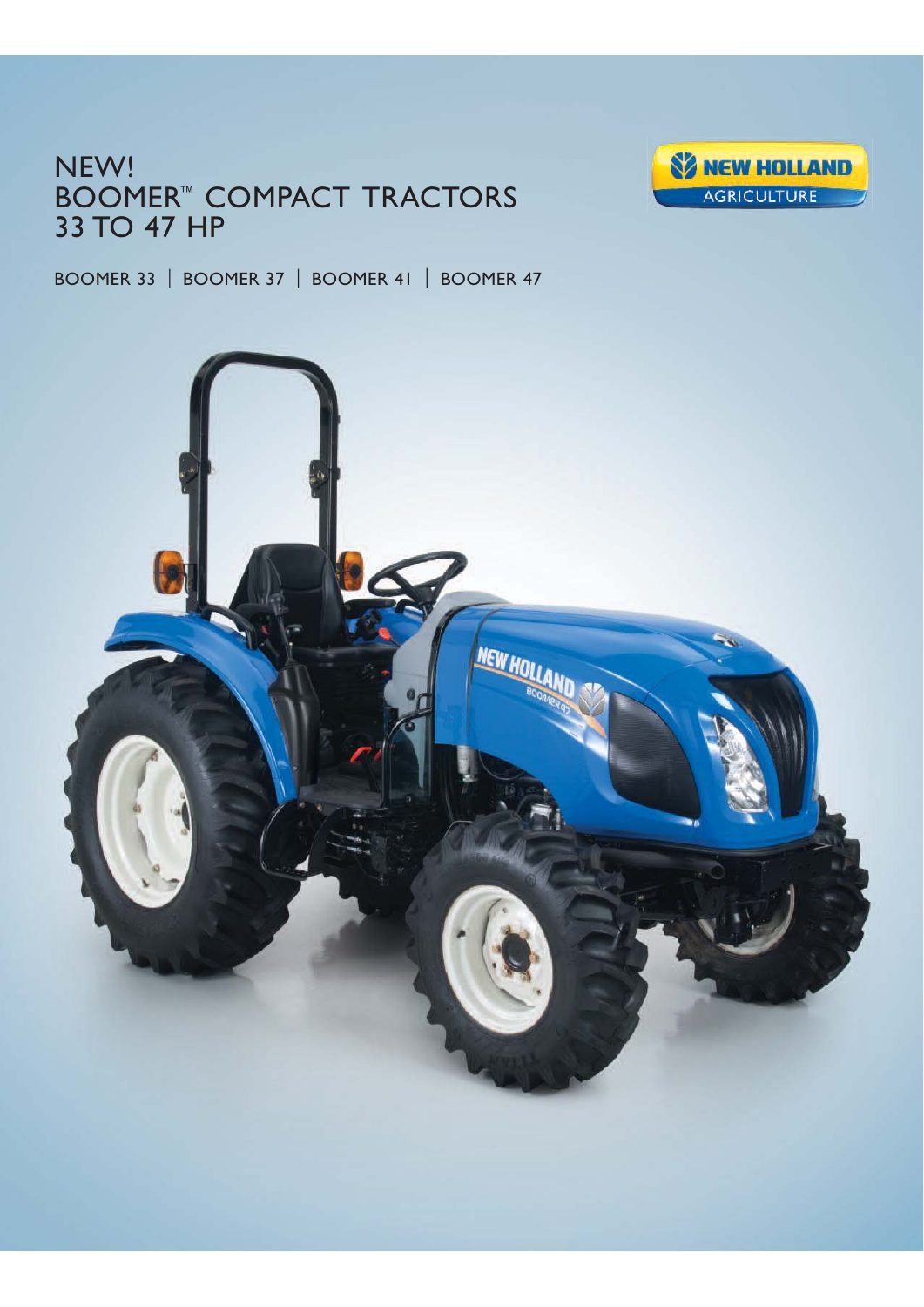# NEW!
# BOOMER™ COMPACT TRACTORS
# 33 TO 47 HP

NEW HOLLAND AGRICULTURE

BOOMER 33 | BOOMER 37 | BOOMER 41 | BOOMER 47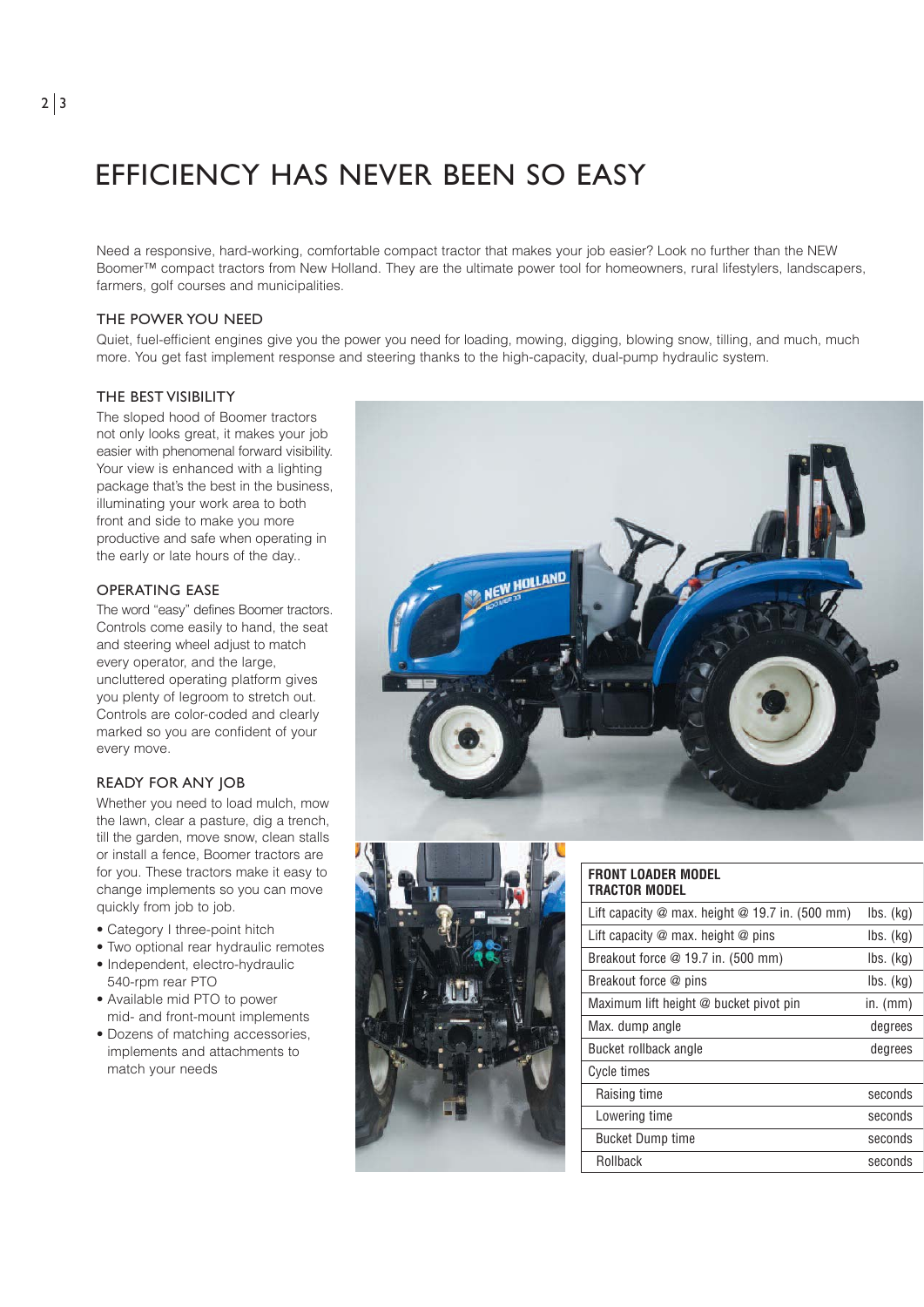# EFFICIENCY HAS NEVER BEEN SO EASY

Need a responsive, hard-working, comfortable compact tractor that makes your job easier? Look no further than the NEW Boomer™ compact tractors from New Holland. They are the ultimate power tool for homeowners, rural lifestylers, landscapers, farmers, golf courses and municipalities.

## THE POWER YOU NEED

Quiet, fuel-efficient engines give you the power you need for loading, mowing, digging, blowing snow, tilling, and much, much more. You get fast implement response and steering thanks to the high-capacity, dual-pump hydraulic system.

## THE BEST VISIBILITY

The sloped hood of Boomer tractors not only looks great, it makes your job easier with phenomenal forward visibility. Your view is enhanced with a lighting package that's the best in the business, illuminating your work area to both front and side to make you more productive and safe when operating in the early or late hours of the day..

## OPERATING EASE

The word "easy" defines Boomer tractors. Controls come easily to hand, the seat and steering wheel adjust to match every operator, and the large, uncluttered operating platform gives you plenty of legroom to stretch out. Controls are color-coded and clearly marked so you are confident of your every move.

## READY FOR ANY JOB

Whether you need to load mulch, mow the lawn, clear a pasture, dig a trench, till the garden, move snow, clean stalls or install a fence, Boomer tractors are for you. These tractors make it easy to change implements so you can move quickly from job to job.

- Category I three-point hitch
- Two optional rear hydraulic remotes
- Independent, electro-hydraulic 540-rpm rear PTO
- Available mid PTO to power mid- and front-mount implements
- Dozens of matching accessories, implements and attachments to match your needs

| **FRONT LOADER MODEL**<br>**TRACTOR MODEL** | |
|---|---|
| Lift capacity @ max. height @ 19.7 in. (500 mm) | lbs. (kg) |
| Lift capacity @ max. height @ pins | lbs. (kg) |
| Breakout force @ 19.7 in. (500 mm) | lbs. (kg) |
| Breakout force @ pins | lbs. (kg) |
| Maximum lift height @ bucket pivot pin | in. (mm) |
| Max. dump angle | degrees |
| Bucket rollback angle | degrees |
| Cycle times | |
| Raising time | seconds |
| Lowering time | seconds |
| Bucket Dump time | seconds |
| Rollback | seconds |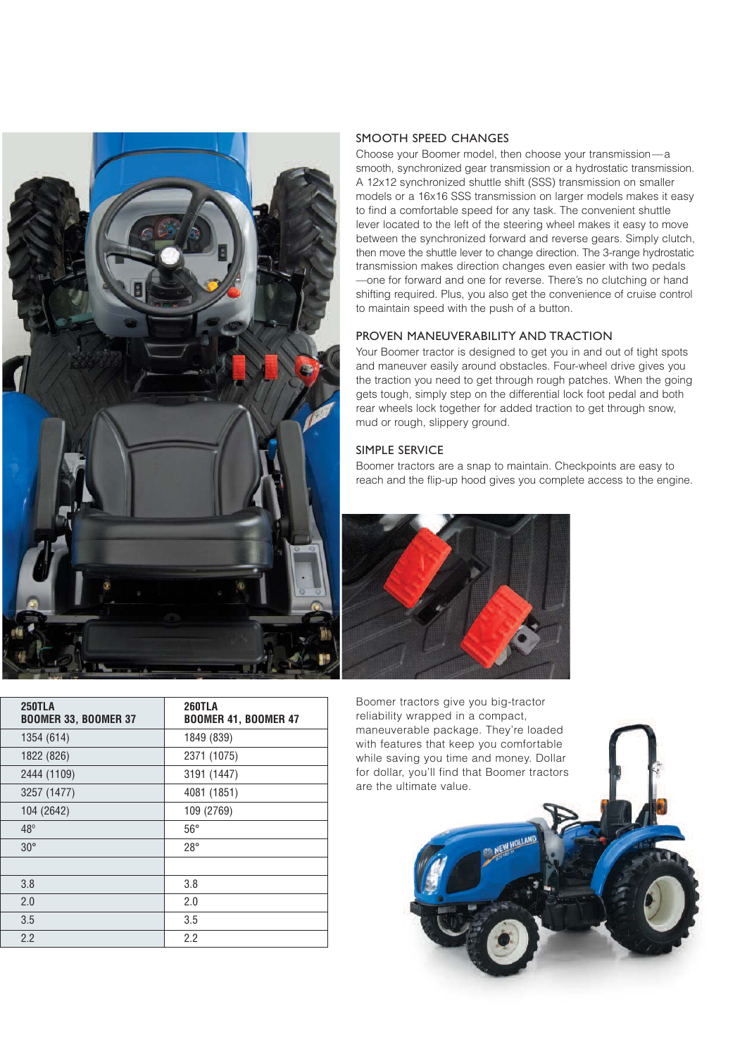## SMOOTH SPEED CHANGES

Choose your Boomer model, then choose your transmission—a smooth, synchronized gear transmission or a hydrostatic transmission. A 12x12 synchronized shuttle shift (SSS) transmission on smaller models or a 16x16 SSS transmission on larger models makes it easy to find a comfortable speed for any task. The convenient shuttle lever located to the left of the steering wheel makes it easy to move between the synchronized forward and reverse gears. Simply clutch, then move the shuttle lever to change direction. The 3-range hydrostatic transmission makes direction changes even easier with two pedals—one for forward and one for reverse. There's no clutching or hand shifting required. Plus, you also get the convenience of cruise control to maintain speed with the push of a button.

## PROVEN MANEUVERABILITY AND TRACTION

Your Boomer tractor is designed to get you in and out of tight spots and maneuver easily around obstacles. Four-wheel drive gives you the traction you need to get through rough patches. When the going gets tough, simply step on the differential lock foot pedal and both rear wheels lock together for added traction to get through snow, mud or rough, slippery ground.

## SIMPLE SERVICE

Boomer tractors are a snap to maintain. Checkpoints are easy to reach and the flip-up hood gives you complete access to the engine.

| 250TLA<br>BOOMER 33, BOOMER 37 | 260TLA<br>BOOMER 41, BOOMER 47 |
|---|---|
| 1354 (614) | 1849 (839) |
| 1822 (826) | 2371 (1075) |
| 2444 (1109) | 3191 (1447) |
| 3257 (1477) | 4081 (1851) |
| 104 (2642) | 109 (2769) |
| 48° | 56° |
| 30° | 28° |
| | |
| 3.8 | 3.8 |
| 2.0 | 2.0 |
| 3.5 | 3.5 |
| 2.2 | 2.2 |

Boomer tractors give you big-tractor reliability wrapped in a compact, maneuverable package. They're loaded with features that keep you comfortable while saving you time and money. Dollar for dollar, you'll find that Boomer tractors are the ultimate value.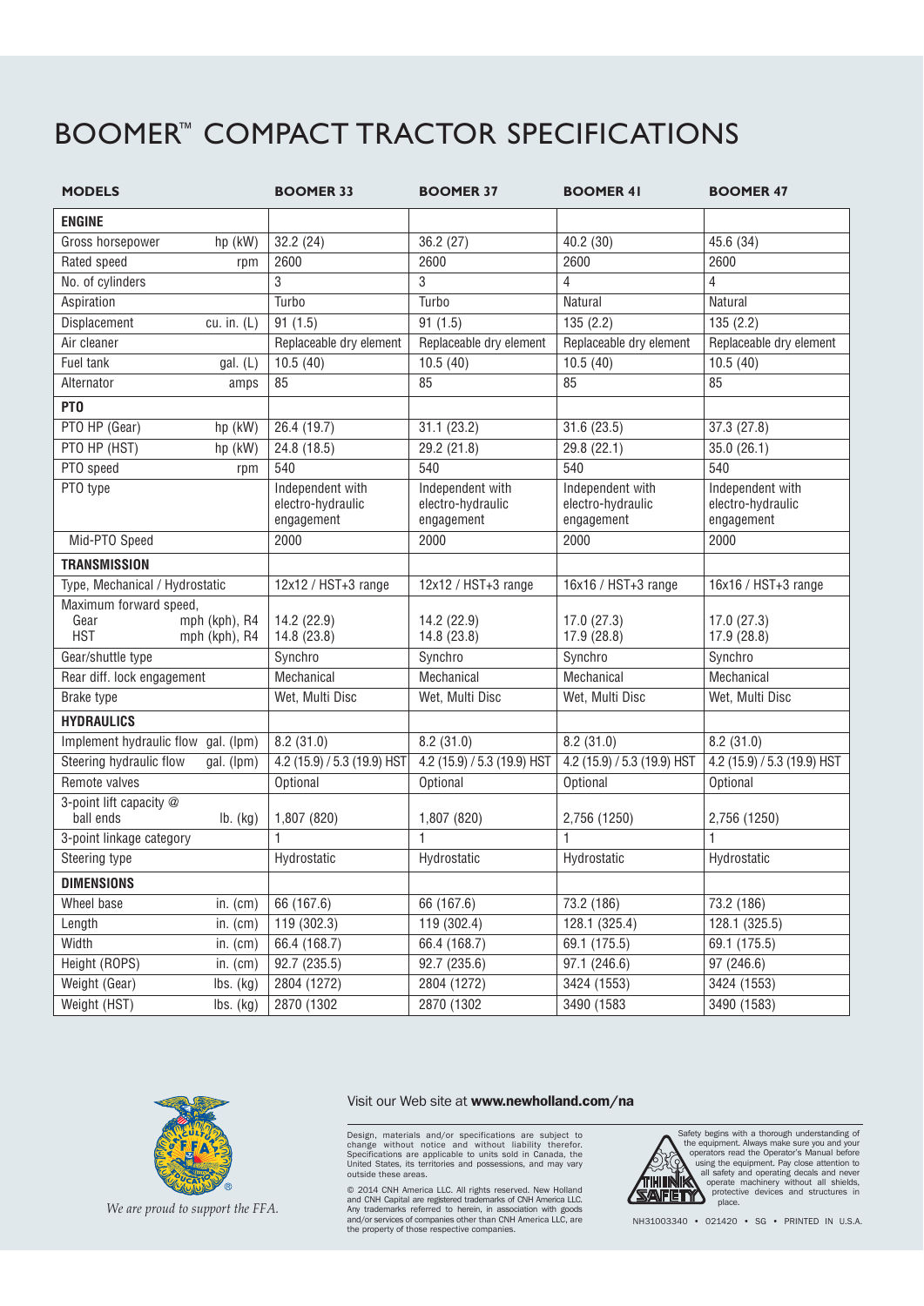# BOOMER™ COMPACT TRACTOR SPECIFICATIONS

| MODELS | | BOOMER 33 | BOOMER 37 | BOOMER 41 | BOOMER 47 |
|---|---|---|---|---|---|
| **ENGINE** | | | | | |
| Gross horsepower | hp (kW) | 32.2 (24) | 36.2 (27) | 40.2 (30) | 45.6 (34) |
| Rated speed | rpm | 2600 | 2600 | 2600 | 2600 |
| No. of cylinders | | 3 | 3 | 4 | 4 |
| Aspiration | | Turbo | Turbo | Natural | Natural |
| Displacement | cu. in. (L) | 91 (1.5) | 91 (1.5) | 135 (2.2) | 135 (2.2) |
| Air cleaner | | Replaceable dry element | Replaceable dry element | Replaceable dry element | Replaceable dry element |
| Fuel tank | gal. (L) | 10.5 (40) | 10.5 (40) | 10.5 (40) | 10.5 (40) |
| Alternator | amps | 85 | 85 | 85 | 85 |
| **PTO** | | | | | |
| PTO HP (Gear) | hp (kW) | 26.4 (19.7) | 31.1 (23.2) | 31.6 (23.5) | 37.3 (27.8) |
| PTO HP (HST) | hp (kW) | 24.8 (18.5) | 29.2 (21.8) | 29.8 (22.1) | 35.0 (26.1) |
| PTO speed | rpm | 540 | 540 | 540 | 540 |
| PTO type | | Independent with electro-hydraulic engagement | Independent with electro-hydraulic engagement | Independent with electro-hydraulic engagement | Independent with electro-hydraulic engagement |
| Mid-PTO Speed | | 2000 | 2000 | 2000 | 2000 |
| **TRANSMISSION** | | | | | |
| Type, Mechanical / Hydrostatic | | 12x12 / HST+3 range | 12x12 / HST+3 range | 16x16 / HST+3 range | 16x16 / HST+3 range |
| Maximum forward speed, Gear | mph (kph), R4 | 14.2 (22.9) | 14.2 (22.9) | 17.0 (27.3) | 17.0 (27.3) |
| Maximum forward speed, HST | mph (kph), R4 | 14.8 (23.8) | 14.8 (23.8) | 17.9 (28.8) | 17.9 (28.8) |
| Gear/shuttle type | | Synchro | Synchro | Synchro | Synchro |
| Rear diff. lock engagement | | Mechanical | Mechanical | Mechanical | Mechanical |
| Brake type | | Wet, Multi Disc | Wet, Multi Disc | Wet, Multi Disc | Wet, Multi Disc |
| **HYDRAULICS** | | | | | |
| Implement hydraulic flow | gal. (lpm) | 8.2 (31.0) | 8.2 (31.0) | 8.2 (31.0) | 8.2 (31.0) |
| Steering hydraulic flow | gal. (lpm) | 4.2 (15.9) / 5.3 (19.9) HST | 4.2 (15.9) / 5.3 (19.9) HST | 4.2 (15.9) / 5.3 (19.9) HST | 4.2 (15.9) / 5.3 (19.9) HST |
| Remote valves | | Optional | Optional | Optional | Optional |
| 3-point lift capacity @ ball ends | lb. (kg) | 1,807 (820) | 1,807 (820) | 2,756 (1250) | 2,756 (1250) |
| 3-point linkage category | | 1 | 1 | 1 | 1 |
| Steering type | | Hydrostatic | Hydrostatic | Hydrostatic | Hydrostatic |
| **DIMENSIONS** | | | | | |
| Wheel base | in. (cm) | 66 (167.6) | 66 (167.6) | 73.2 (186) | 73.2 (186) |
| Length | in. (cm) | 119 (302.3) | 119 (302.4) | 128.1 (325.4) | 128.1 (325.5) |
| Width | in. (cm) | 66.4 (168.7) | 66.4 (168.7) | 69.1 (175.5) | 69.1 (175.5) |
| Height (ROPS) | in. (cm) | 92.7 (235.5) | 92.7 (235.6) | 97.1 (246.6) | 97 (246.6) |
| Weight (Gear) | lbs. (kg) | 2804 (1272) | 2804 (1272) | 3424 (1553) | 3424 (1553) |
| Weight (HST) | lbs. (kg) | 2870 (1302 | 2870 (1302 | 3490 (1583 | 3490 (1583) |

*We are proud to support the FFA.*

Visit our Web site at **www.newholland.com/na**

Design, materials and/or specifications are subject to change without notice and without liability therefor. Specifications are applicable to units sold in Canada, the United States, its territories and possessions, and may vary outside these areas.

© 2014 CNH America LLC. All rights reserved. New Holland and CNH Capital are registered trademarks of CNH America LLC. Any trademarks referred to herein, in association with goods and/or services of companies other than CNH America LLC, are the property of those respective companies.

THINK SAFETY

Safety begins with a thorough understanding of the equipment. Always make sure you and your operators read the Operator's Manual before using the equipment. Pay close attention to all safety and operating decals and never operate machinery without all shields, protective devices and structures in place.

NH31003340 • 021420 • SG • PRINTED IN U.S.A.